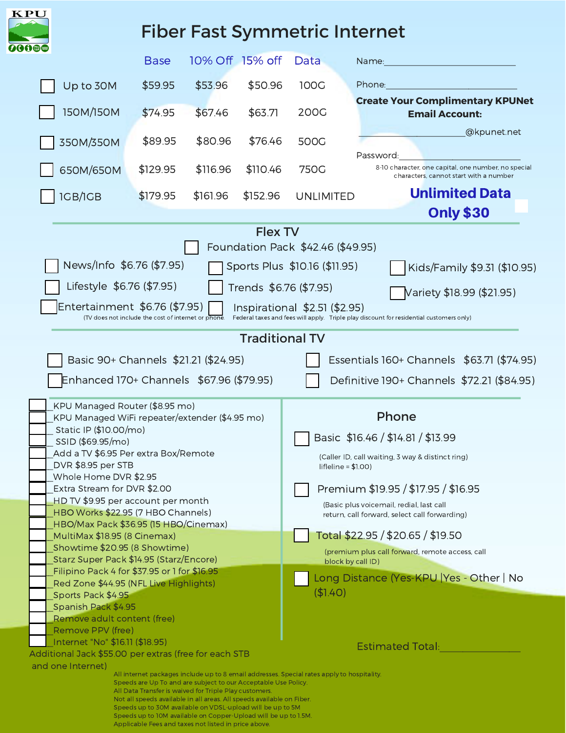KPU

# Fiber Fast Symmetric Internet

| | Base | 10% Off | 15% off | Data |
|---|---|---|---|---|
| ☐ Up to 30M | $59.95 | $53.96 | $50.96 | 100G |
| ☐ 150M/150M | $74.95 | $67.46 | $63.71 | 200G |
| ☐ 350M/350M | $89.95 | $80.96 | $76.46 | 500G |
| ☐ 650M/650M | $129.95 | $116.96 | $110.46 | 750G |
| ☐ 1GB/1GB | $179.95 | $161.96 | $152.96 | UNLIMITED |

Name:______________________________

Phone:______________________________

**Create Your Complimentary KPUNet Email Account:**

______________________@kpunet.net

Password:______________________________

8-10 character, one capital, one number, no special characters, cannot start with a number

**Unlimited Data Only $30** ☐

## Flex TV

☐ Foundation Pack $42.46 ($49.95)

- ☐ News/Info $6.76 ($7.95)
- ☐ Sports Plus $10.16 ($11.95)
- ☐ Kids/Family $9.31 ($10.95)
- ☐ Lifestyle $6.76 ($7.95)
- ☐ Trends $6.76 ($7.95)
- ☐ Variety $18.99 ($21.95)
- ☐ Entertainment $6.76 ($7.95)
- ☐ Inspirational $2.51 ($2.95)

(TV does not include the cost of internet or phone. Federal taxes and fees will apply. Triple play discount for residential customers only)

## Traditional TV

- ☐ Basic 90+ Channels $21.21 ($24.95)
- ☐ Essentials 160+ Channels $63.71 ($74.95)
- ☐ Enhanced 170+ Channels $67.96 ($79.95)
- ☐ Definitive 190+ Channels $72.21 ($84.95)

- ☐ KPU Managed Router ($8.95 mo)
- ☐ KPU Managed WiFi repeater/extender ($4.95 mo)
- ☐ Static IP ($10.00/mo)
- ☐ SSID ($69.95/mo)
- ☐ Add a TV $6.95 Per extra Box/Remote
- ☐ DVR $8.95 per STB
- ☐ Whole Home DVR $2.95
- ☐ Extra Stream for DVR $2.00
- ☐ HD TV $9.95 per account per month
- ☐ HBO Works $22.95 (7 HBO Channels)
- ☐ HBO/Max Pack $36.95 (15 HBO/Cinemax)
- ☐ MultiMax $18.95 (8 Cinemax)
- ☐ Showtime $20.95 (8 Showtime)
- ☐ Starz Super Pack $14.95 (Starz/Encore)
- ☐ Filipino Pack 4 for $37.95 or 1 for $16.95
- ☐ Red Zone $44.95 (NFL Live Highlights)
- ☐ Sports Pack $4.95
- ☐ Spanish Pack $4.95
- ☐ Remove adult content (free)
- ☐ Remove PPV (free)
- ☐ Internet "No" $16.11 ($18.95)

Additional Jack $55.00 per extras (free for each STB and one Internet)

## Phone

☐ Basic $16.46 / $14.81 / $13.99

(Caller ID, call waiting, 3 way & distinct ring) lifeline = $1.00)

☐ Premium $19.95 / $17.95 / $16.95

(Basic plus voicemail, redial, last call return, call forward, select call forwarding)

☐ Total $22.95 / $20.65 / $19.50

(premium plus call forward, remote access, call block by call ID)

☐ Long Distance (Yes-KPU | Yes - Other | No ($1.40)

Estimated Total:________________

All internet packages include up to 8 email addresses. Special rates apply to hospitality.
Speeds are Up To and are subject to our Acceptable Use Policy.
All Data Transfer is waived for Triple Play customers.
Not all speeds available in all areas. All speeds available on Fiber.
Speeds up to 30M available on VDSL-upload will be up to 5M
Speeds up to 10M available on Copper-Upload will be up to 1.5M.
Applicable Fees and taxes not listed in price above.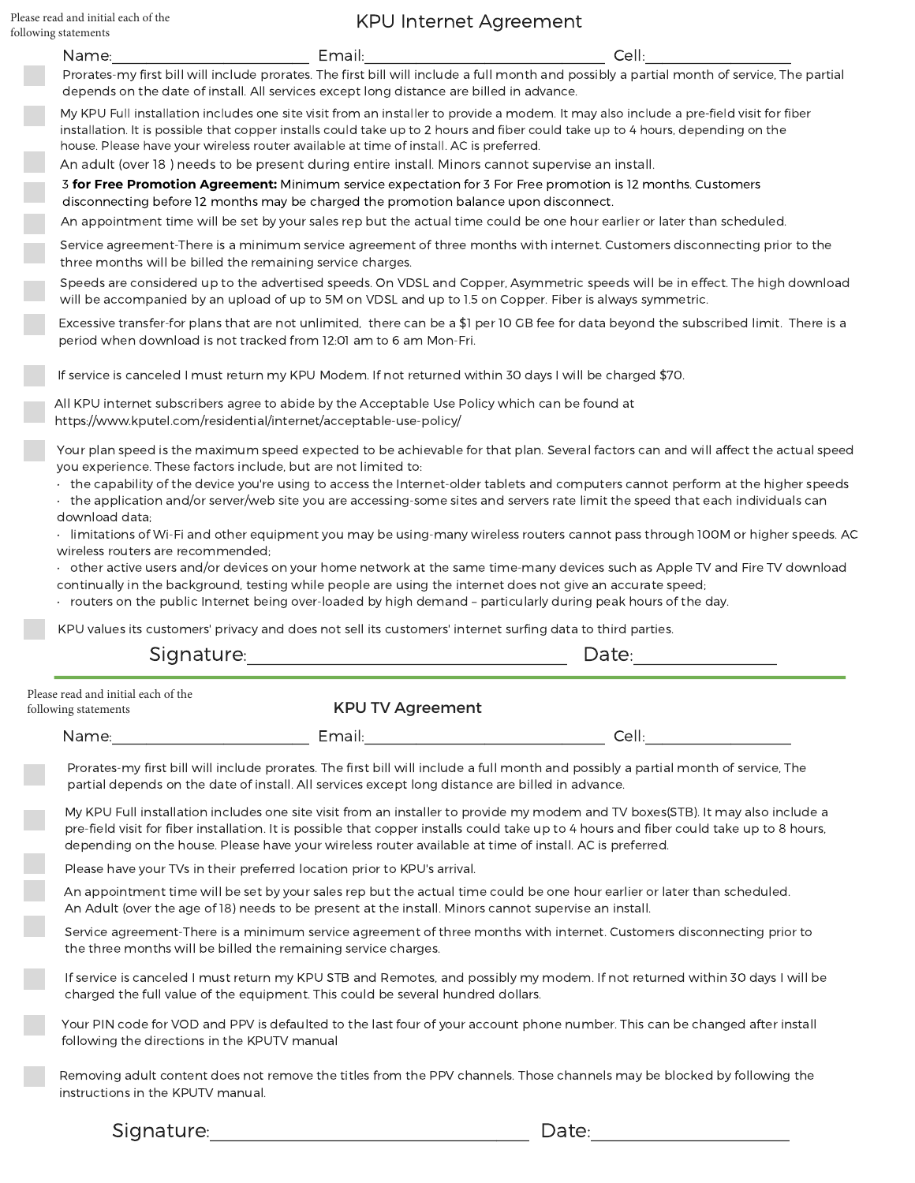Please read and initial each of the following statements

# KPU Internet Agreement

Name:\_\_\_\_\_\_\_\_\_\_\_\_\_\_\_\_\_\_\_\_\_\_\_\_ Email:\_\_\_\_\_\_\_\_\_\_\_\_\_\_\_\_\_\_\_\_\_\_\_\_\_\_\_\_\_\_ Cell:\_\_\_\_\_\_\_\_\_\_\_\_\_\_\_\_\_\_

- ☐ Prorates-my first bill will include prorates. The first bill will include a full month and possibly a partial month of service, The partial depends on the date of install. All services except long distance are billed in advance.
- ☐ My KPU Full installation includes one site visit from an installer to provide a modem. It may also include a pre-field visit for fiber installation. It is possible that copper installs could take up to 2 hours and fiber could take up to 4 hours, depending on the house. Please have your wireless router available at time of install. AC is preferred.
- ☐ An adult (over 18 ) needs to be present during entire install. Minors cannot supervise an install.
- ☐ 3 **for Free Promotion Agreement:** Minimum service expectation for 3 For Free promotion is 12 months. Customers disconnecting before 12 months may be charged the promotion balance upon disconnect.
- ☐ An appointment time will be set by your sales rep but the actual time could be one hour earlier or later than scheduled.
- ☐ Service agreement-There is a minimum service agreement of three months with internet. Customers disconnecting prior to the three months will be billed the remaining service charges.
- ☐ Speeds are considered up to the advertised speeds. On VDSL and Copper, Asymmetric speeds will be in effect. The high download will be accompanied by an upload of up to 5M on VDSL and up to 1.5 on Copper. Fiber is always symmetric.
- ☐ Excessive transfer-for plans that are not unlimited, there can be a $1 per 10 GB fee for data beyond the subscribed limit. There is a period when download is not tracked from 12:01 am to 6 am Mon-Fri.
- ☐ If service is canceled I must return my KPU Modem. If not returned within 30 days I will be charged $70.
- ☐ All KPU internet subscribers agree to abide by the Acceptable Use Policy which can be found at https://www.kputel.com/residential/internet/acceptable-use-policy/
- ☐ Your plan speed is the maximum speed expected to be achievable for that plan. Several factors can and will affect the actual speed you experience. These factors include, but are not limited to:
  - the capability of the device you're using to access the Internet-older tablets and computers cannot perform at the higher speeds
  - the application and/or server/web site you are accessing-some sites and servers rate limit the speed that each individuals can download data;
  - limitations of Wi-Fi and other equipment you may be using-many wireless routers cannot pass through 100M or higher speeds. AC wireless routers are recommended;
  - other active users and/or devices on your home network at the same time-many devices such as Apple TV and Fire TV download continually in the background, testing while people are using the internet does not give an accurate speed;
  - routers on the public Internet being over-loaded by high demand – particularly during peak hours of the day.
- ☐ KPU values its customers' privacy and does not sell its customers' internet surfing data to third parties.

Signature:\_\_\_\_\_\_\_\_\_\_\_\_\_\_\_\_\_\_\_\_\_\_\_\_\_\_\_\_\_\_\_\_\_\_ Date:\_\_\_\_\_\_\_\_\_\_\_\_\_\_\_

---

Please read and initial each of the following statements

# KPU TV Agreement

Name:\_\_\_\_\_\_\_\_\_\_\_\_\_\_\_\_\_\_\_\_\_\_\_\_ Email:\_\_\_\_\_\_\_\_\_\_\_\_\_\_\_\_\_\_\_\_\_\_\_\_\_\_\_\_\_\_ Cell:\_\_\_\_\_\_\_\_\_\_\_\_\_\_\_\_\_\_

- ☐ Prorates-my first bill will include prorates. The first bill will include a full month and possibly a partial month of service, The partial depends on the date of install. All services except long distance are billed in advance.
- ☐ My KPU Full installation includes one site visit from an installer to provide my modem and TV boxes(STB). It may also include a pre-field visit for fiber installation. It is possible that copper installs could take up to 4 hours and fiber could take up to 8 hours, depending on the house. Please have your wireless router available at time of install. AC is preferred.
- ☐ Please have your TVs in their preferred location prior to KPU's arrival.
- ☐ An appointment time will be set by your sales rep but the actual time could be one hour earlier or later than scheduled. An Adult (over the age of 18) needs to be present at the install. Minors cannot supervise an install.
- ☐ Service agreement-There is a minimum service agreement of three months with internet. Customers disconnecting prior to the three months will be billed the remaining service charges.
- ☐ If service is canceled I must return my KPU STB and Remotes, and possibly my modem. If not returned within 30 days I will be charged the full value of the equipment. This could be several hundred dollars.
- ☐ Your PIN code for VOD and PPV is defaulted to the last four of your account phone number. This can be changed after install following the directions in the KPUTV manual
- ☐ Removing adult content does not remove the titles from the PPV channels. Those channels may be blocked by following the instructions in the KPUTV manual.

Signature:\_\_\_\_\_\_\_\_\_\_\_\_\_\_\_\_\_\_\_\_\_\_\_\_\_\_\_\_\_\_\_\_\_\_ Date:\_\_\_\_\_\_\_\_\_\_\_\_\_\_\_\_\_\_\_\_